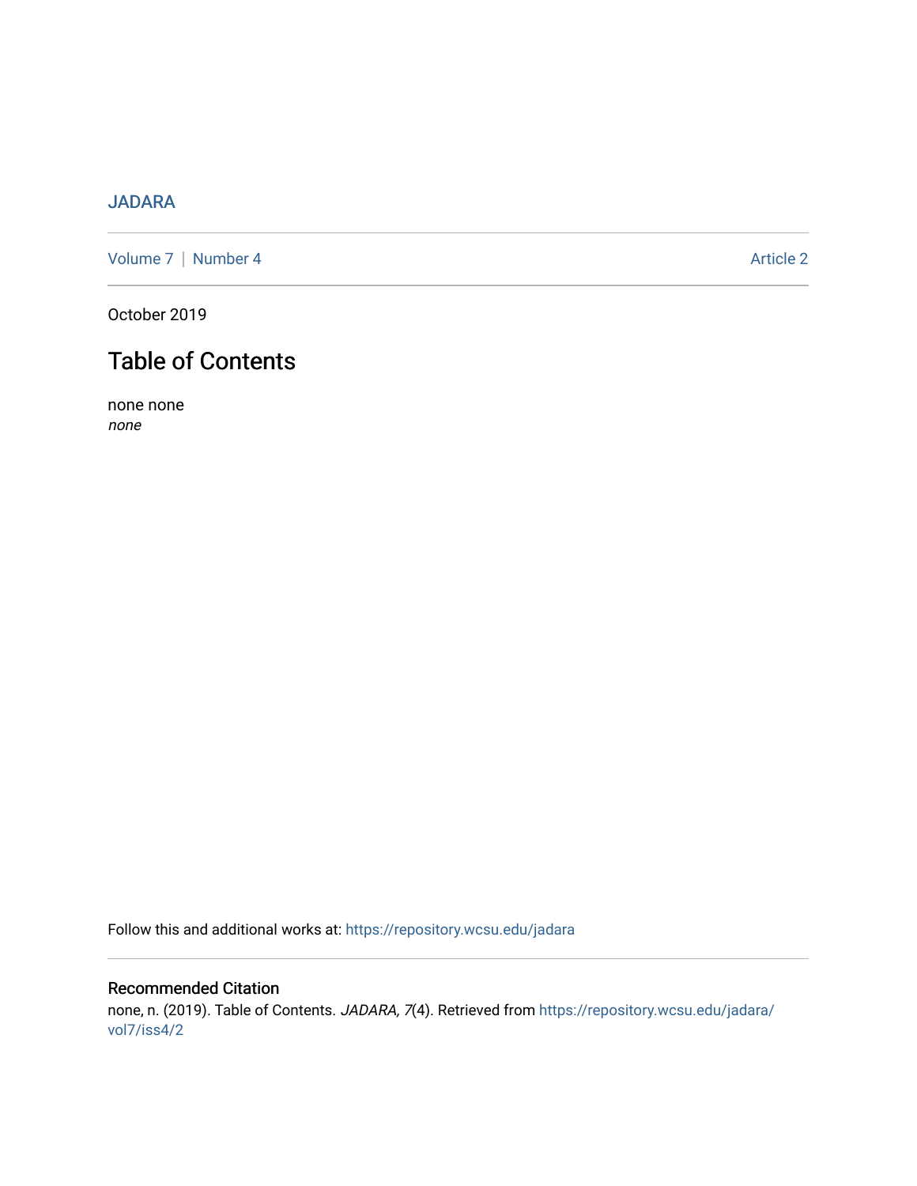JADARA

Volume 7 | Number 4 Article 2

October 2019

# Table of Contents

none none

*none*

Follow this and additional works at: https://repository.wcsu.edu/jadara

## Recommended Citation

none, n. (2019). Table of Contents. *JADARA, 7*(4). Retrieved from https://repository.wcsu.edu/jadara/vol7/iss4/2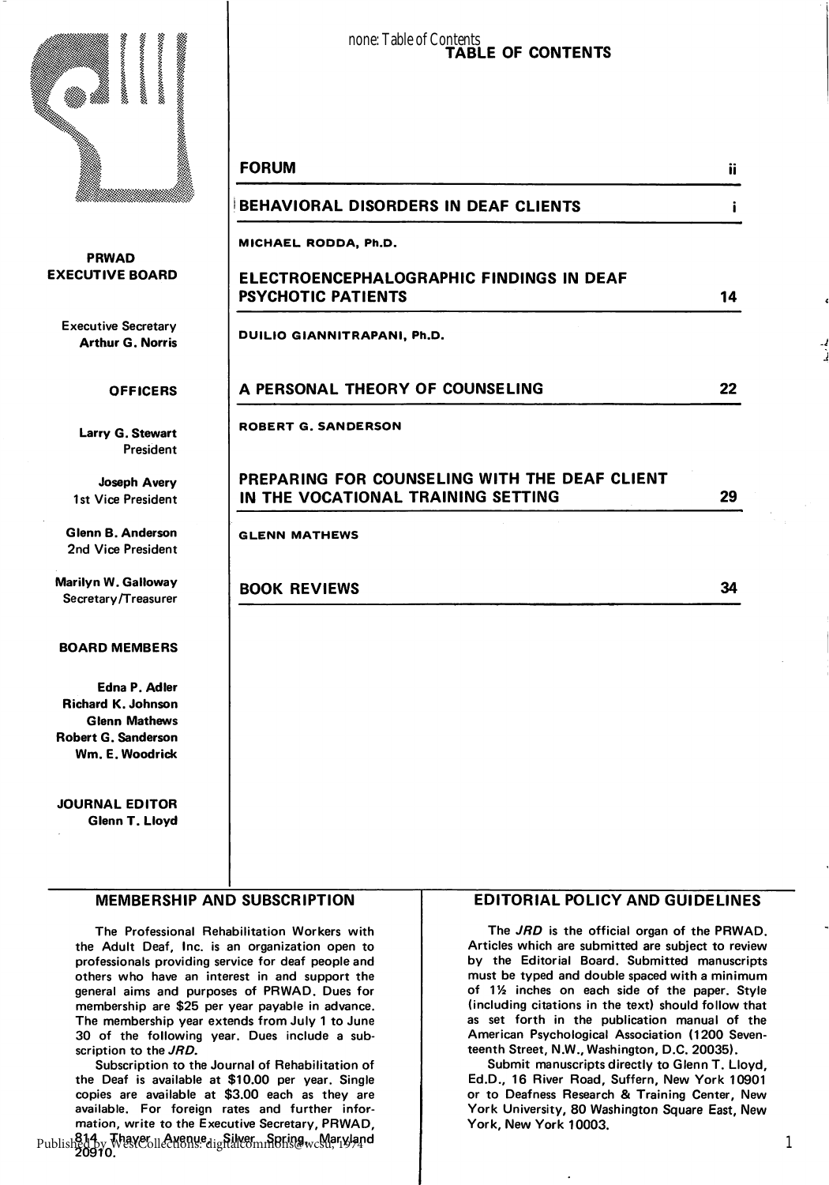none: Table of Contents

# TABLE OF CONTENTS

| | |
|---|---|
| **FORUM** | ii |
| **BEHAVIORAL DISORDERS IN DEAF CLIENTS** | i |
| MICHAEL RODDA, Ph.D. | |
| **ELECTROENCEPHALOGRAPHIC FINDINGS IN DEAF PSYCHOTIC PATIENTS** | 14 |
| DUILIO GIANNITRAPANI, Ph.D. | |
| **A PERSONAL THEORY OF COUNSELING** | 22 |
| ROBERT G. SANDERSON | |
| **PREPARING FOR COUNSELING WITH THE DEAF CLIENT IN THE VOCATIONAL TRAINING SETTING** | 29 |
| GLENN MATHEWS | |
| **BOOK REVIEWS** | 34 |

**PRWAD EXECUTIVE BOARD**

Executive Secretary
**Arthur G. Norris**

**OFFICERS**

**Larry G. Stewart**
President

**Joseph Avery**
1st Vice President

**Glenn B. Anderson**
2nd Vice President

**Marilyn W. Galloway**
Secretary/Treasurer

**BOARD MEMBERS**

**Edna P. Adler**
**Richard K. Johnson**
**Glenn Mathews**
**Robert G. Sanderson**
**Wm. E. Woodrick**

**JOURNAL EDITOR**
**Glenn T. Lloyd**

## MEMBERSHIP AND SUBSCRIPTION

The Professional Rehabilitation Workers with the Adult Deaf, Inc. is an organization open to professionals providing service for deaf people and others who have an interest in and support the general aims and purposes of PRWAD. Dues for membership are $25 per year payable in advance. The membership year extends from July 1 to June 30 of the following year. Dues include a subscription to the *JRD*.

Subscription to the Journal of Rehabilitation of the Deaf is available at $10.00 per year. Single copies are available at $3.00 each as they are available. For foreign rates and further information, write to the Executive Secretary, PRWAD, 814 Thayer Avenue, Silver Spring, Maryland 20910.

## EDITORIAL POLICY AND GUIDELINES

The *JRD* is the official organ of the PRWAD. Articles which are submitted are subject to review by the Editorial Board. Submitted manuscripts must be typed and double spaced with a minimum of 1½ inches on each side of the paper. Style (including citations in the text) should follow that as set forth in the publication manual of the American Psychological Association (1200 Seventeenth Street, N.W., Washington, D.C. 20035).

Submit manuscripts directly to Glenn T. Lloyd, Ed.D., 16 River Road, Suffern, New York 10901 or to Deafness Research & Training Center, New York University, 80 Washington Square East, New York, New York 10003.

Published by WestCollections: digitalcommons@wcsu, 1974